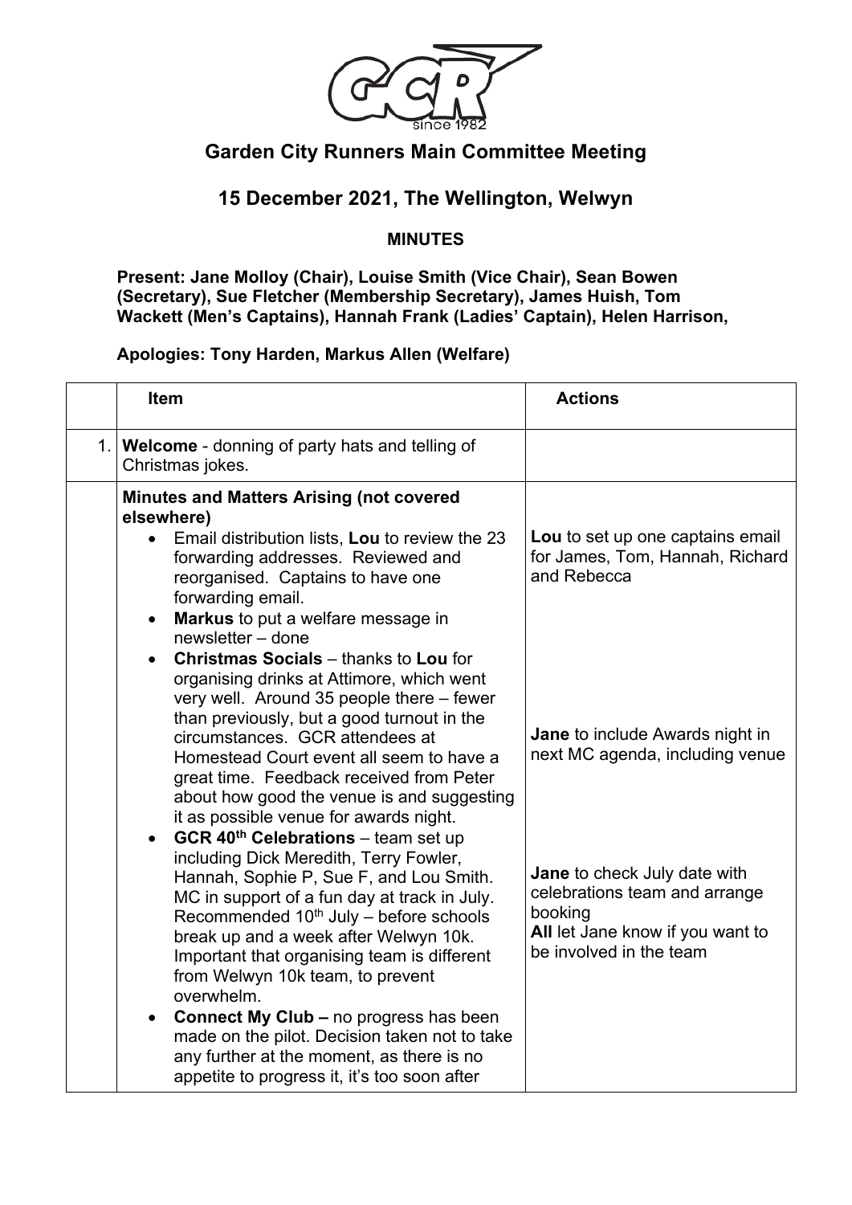## Garden City Runners Main Committee Meeting

## 15 December 2021, The Wellington, Welwyn

**MINUTES**

**Present: Jane Molloy (Chair), Louise Smith (Vice Chair), Sean Bowen (Secretary), Sue Fletcher (Membership Secretary), James Huish, Tom Wackett (Men's Captains), Hannah Frank (Ladies' Captain), Helen Harrison,**

**Apologies: Tony Harden, Markus Allen (Welfare)**

| | Item | Actions |
|---|---|---|
| 1. | **Welcome** - donning of party hats and telling of Christmas jokes. | |
| | **Minutes and Matters Arising (not covered elsewhere)**<br>• Email distribution lists, **Lou** to review the 23 forwarding addresses. Reviewed and reorganised. Captains to have one forwarding email.<br>• **Markus** to put a welfare message in newsletter – done<br>• **Christmas Socials** – thanks to **Lou** for organising drinks at Attimore, which went very well. Around 35 people there – fewer than previously, but a good turnout in the circumstances. GCR attendees at Homestead Court event all seem to have a great time. Feedback received from Peter about how good the venue is and suggesting it as possible venue for awards night.<br>• **GCR 40th Celebrations** – team set up including Dick Meredith, Terry Fowler, Hannah, Sophie P, Sue F, and Lou Smith. MC in support of a fun day at track in July. Recommended 10th July – before schools break up and a week after Welwyn 10k. Important that organising team is different from Welwyn 10k team, to prevent overwhelm.<br>• **Connect My Club –** no progress has been made on the pilot. Decision taken not to take any further at the moment, as there is no appetite to progress it, it's too soon after | **Lou** to set up one captains email for James, Tom, Hannah, Richard and Rebecca<br><br>**Jane** to include Awards night in next MC agenda, including venue<br><br>**Jane** to check July date with celebrations team and arrange booking<br>**All** let Jane know if you want to be involved in the team |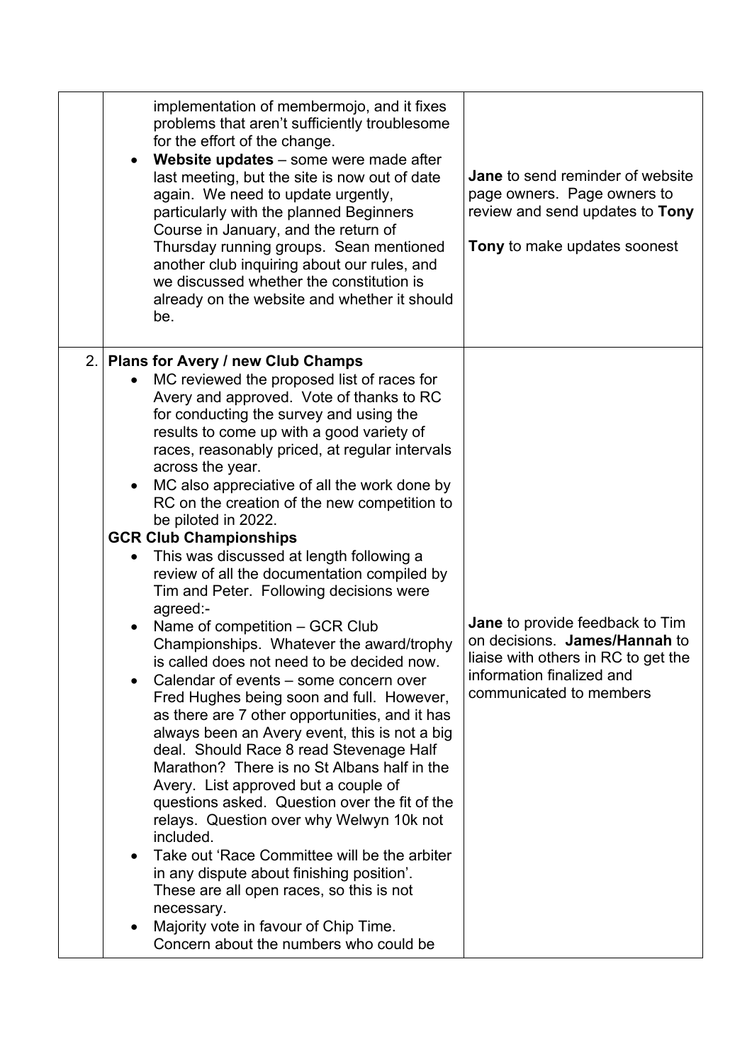| | | |
|---|---|---|
| | implementation of membermojo, and it fixes problems that aren't sufficiently troublesome for the effort of the change.<br>• **Website updates** – some were made after last meeting, but the site is now out of date again. We need to update urgently, particularly with the planned Beginners Course in January, and the return of Thursday running groups. Sean mentioned another club inquiring about our rules, and we discussed whether the constitution is already on the website and whether it should be. | **Jane** to send reminder of website page owners. Page owners to review and send updates to **Tony**<br><br>**Tony** to make updates soonest |
| 2. | **Plans for Avery / new Club Champs**<br>• MC reviewed the proposed list of races for Avery and approved. Vote of thanks to RC for conducting the survey and using the results to come up with a good variety of races, reasonably priced, at regular intervals across the year.<br>• MC also appreciative of all the work done by RC on the creation of the new competition to be piloted in 2022.<br>**GCR Club Championships**<br>• This was discussed at length following a review of all the documentation compiled by Tim and Peter. Following decisions were agreed:-<br>• Name of competition – GCR Club Championships. Whatever the award/trophy is called does not need to be decided now.<br>• Calendar of events – some concern over Fred Hughes being soon and full. However, as there are 7 other opportunities, and it has always been an Avery event, this is not a big deal. Should Race 8 read Stevenage Half Marathon? There is no St Albans half in the Avery. List approved but a couple of questions asked. Question over the fit of the relays. Question over why Welwyn 10k not included.<br>• Take out 'Race Committee will be the arbiter in any dispute about finishing position'. These are all open races, so this is not necessary.<br>• Majority vote in favour of Chip Time. Concern about the numbers who could be | **Jane** to provide feedback to Tim on decisions. **James/Hannah** to liaise with others in RC to get the information finalized and communicated to members |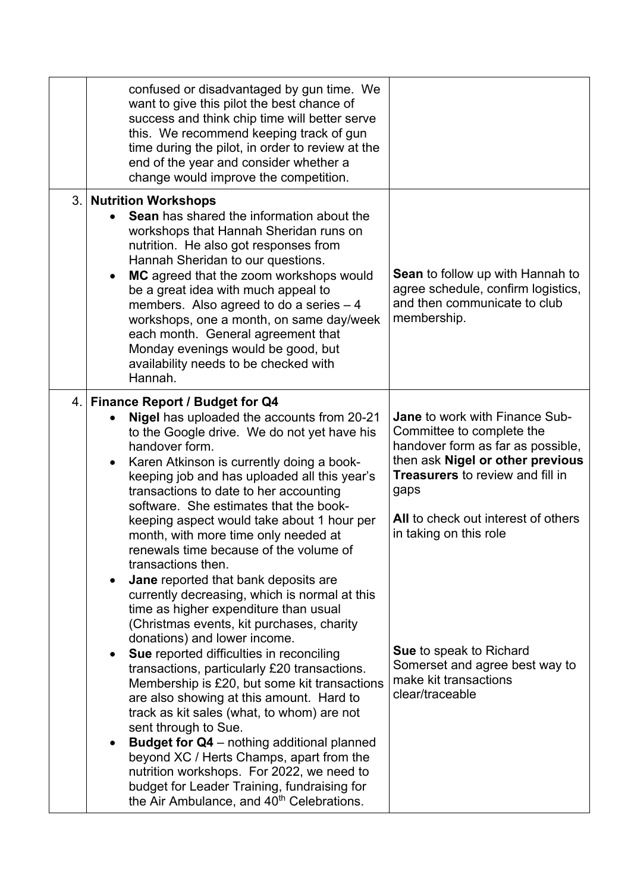| | | |
|---|---|---|
| | confused or disadvantaged by gun time. We want to give this pilot the best chance of success and think chip time will better serve this. We recommend keeping track of gun time during the pilot, in order to review at the end of the year and consider whether a change would improve the competition. | |
| 3. | **Nutrition Workshops**<br>• **Sean** has shared the information about the workshops that Hannah Sheridan runs on nutrition. He also got responses from Hannah Sheridan to our questions.<br>• **MC** agreed that the zoom workshops would be a great idea with much appeal to members. Also agreed to do a series – 4 workshops, one a month, on same day/week each month. General agreement that Monday evenings would be good, but availability needs to be checked with Hannah. | **Sean** to follow up with Hannah to agree schedule, confirm logistics, and then communicate to club membership. |
| 4. | **Finance Report / Budget for Q4**<br>• **Nigel** has uploaded the accounts from 20-21 to the Google drive. We do not yet have his handover form.<br>• Karen Atkinson is currently doing a book-keeping job and has uploaded all this year's transactions to date to her accounting software. She estimates that the book-keeping aspect would take about 1 hour per month, with more time only needed at renewals time because of the volume of transactions then.<br>• **Jane** reported that bank deposits are currently decreasing, which is normal at this time as higher expenditure than usual (Christmas events, kit purchases, charity donations) and lower income.<br>• **Sue** reported difficulties in reconciling transactions, particularly £20 transactions. Membership is £20, but some kit transactions are also showing at this amount. Hard to track as kit sales (what, to whom) are not sent through to Sue.<br>• **Budget for Q4** – nothing additional planned beyond XC / Herts Champs, apart from the nutrition workshops. For 2022, we need to budget for Leader Training, fundraising for the Air Ambulance, and 40th Celebrations. | **Jane** to work with Finance Sub-Committee to complete the handover form as far as possible, then ask **Nigel or other previous Treasurers** to review and fill in gaps<br><br>**All** to check out interest of others in taking on this role<br><br>**Sue** to speak to Richard Somerset and agree best way to make kit transactions clear/traceable |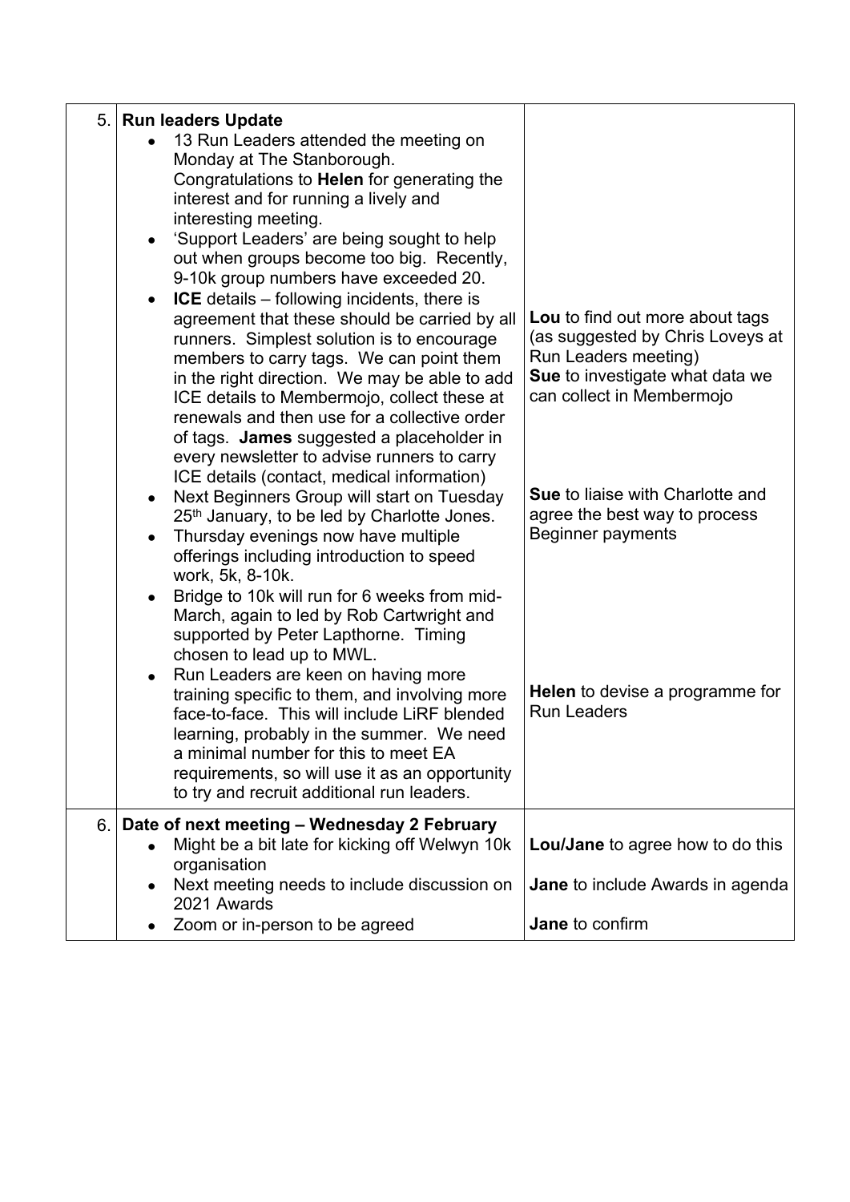| | | |
|---|---|---|
| 5. | **Run leaders Update**<br>• 13 Run Leaders attended the meeting on Monday at The Stanborough. Congratulations to **Helen** for generating the interest and for running a lively and interesting meeting.<br>• 'Support Leaders' are being sought to help out when groups become too big. Recently, 9-10k group numbers have exceeded 20.<br>• **ICE** details – following incidents, there is agreement that these should be carried by all runners. Simplest solution is to encourage members to carry tags. We can point them in the right direction. We may be able to add ICE details to Membermojo, collect these at renewals and then use for a collective order of tags. **James** suggested a placeholder in every newsletter to advise runners to carry ICE details (contact, medical information)<br>• Next Beginners Group will start on Tuesday 25th January, to be led by Charlotte Jones.<br>• Thursday evenings now have multiple offerings including introduction to speed work, 5k, 8-10k.<br>• Bridge to 10k will run for 6 weeks from mid-March, again to led by Rob Cartwright and supported by Peter Lapthorne. Timing chosen to lead up to MWL.<br>• Run Leaders are keen on having more training specific to them, and involving more face-to-face. This will include LiRF blended learning, probably in the summer. We need a minimal number for this to meet EA requirements, so will use it as an opportunity to try and recruit additional run leaders. | **Lou** to find out more about tags (as suggested by Chris Loveys at Run Leaders meeting)<br>**Sue** to investigate what data we can collect in Membermojo<br><br>**Sue** to liaise with Charlotte and agree the best way to process Beginner payments<br><br>**Helen** to devise a programme for Run Leaders |
| 6. | **Date of next meeting – Wednesday 2 February**<br>• Might be a bit late for kicking off Welwyn 10k organisation<br>• Next meeting needs to include discussion on 2021 Awards<br>• Zoom or in-person to be agreed | **Lou/Jane** to agree how to do this<br><br>**Jane** to include Awards in agenda<br><br>**Jane** to confirm |